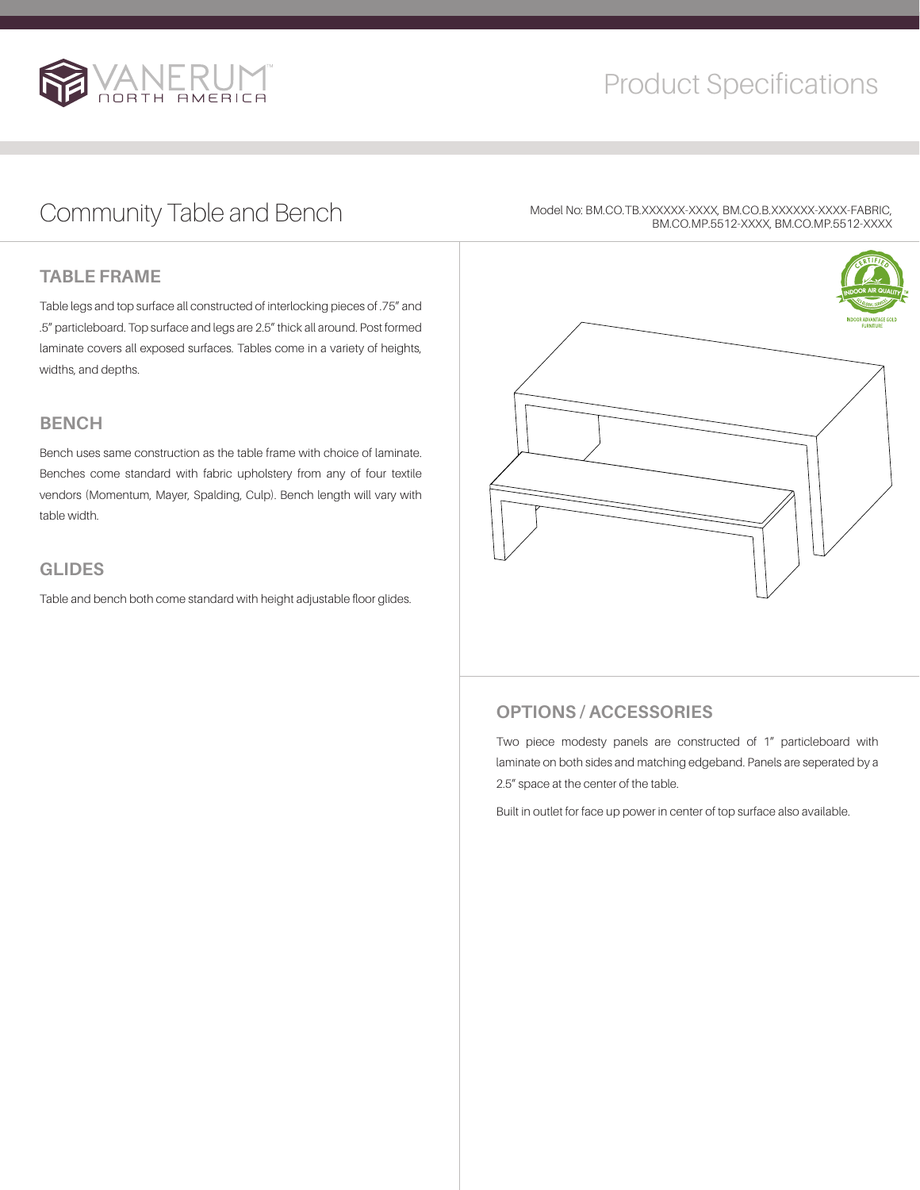# Product Specifications

## Community Table and Bench

Model No: BM.CO.TB.XXXXXX-XXXX, BM.CO.B.XXXXXX-XXXX-FABRIC, BM.CO.MP.5512-XXXX, BM.CO.MP.5512-XXXX

### TABLE FRAME

Table legs and top surface all constructed of interlocking pieces of .75" and .5" particleboard. Top surface and legs are 2.5" thick all around. Post formed laminate covers all exposed surfaces. Tables come in a variety of heights, widths, and depths.

### BENCH

Bench uses same construction as the table frame with choice of laminate. Benches come standard with fabric upholstery from any of four textile vendors (Momentum, Mayer, Spalding, Culp). Bench length will vary with table width.

### GLIDES

Table and bench both come standard with height adjustable floor glides.

### OPTIONS / ACCESSORIES

Two piece modesty panels are constructed of 1" particleboard with laminate on both sides and matching edgeband. Panels are seperated by a 2.5" space at the center of the table.

Built in outlet for face up power in center of top surface also available.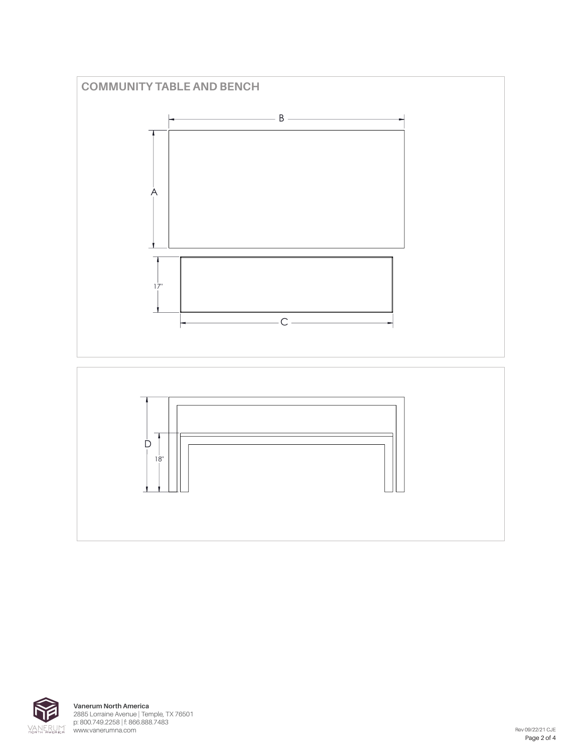## COMMUNITY TABLE AND BENCH

B

A

17"

C

D

18"

**Vanerum North America**
2885 Lorraine Avenue | Temple, TX 76501
p: 800.749.2258 | f: 866.888.7483
www.vanerumna.com

Rev 09/22/21 CJE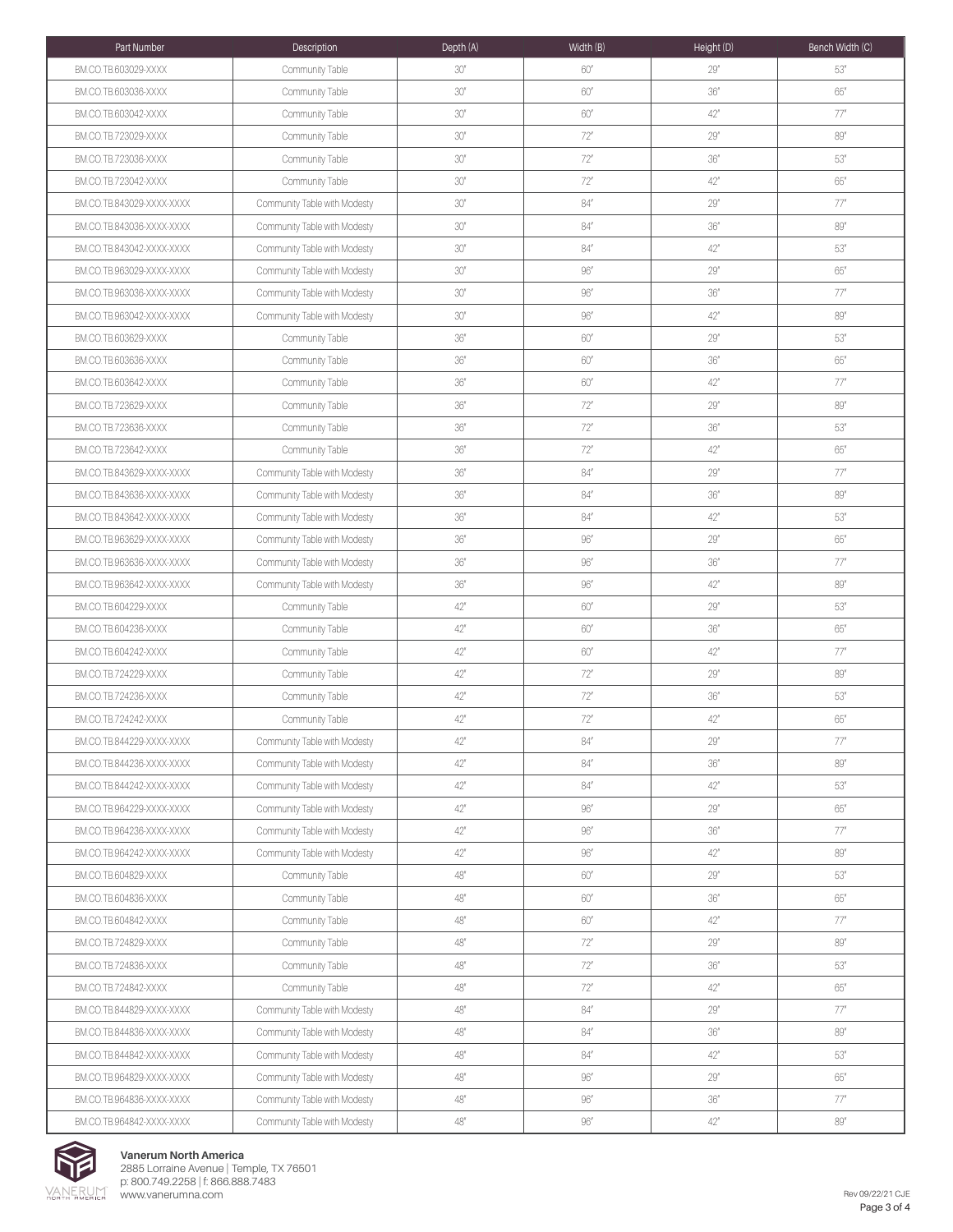| Part Number | Description | Depth (A) | Width (B) | Height (D) | Bench Width (C) |
|---|---|---|---|---|---|
| BM.CO.TB.603029-XXXX | Community Table | 30" | 60" | 29" | 53" |
| BM.CO.TB.603036-XXXX | Community Table | 30" | 60" | 36" | 65" |
| BM.CO.TB.603042-XXXX | Community Table | 30" | 60" | 42" | 77" |
| BM.CO.TB.723029-XXXX | Community Table | 30" | 72" | 29" | 89" |
| BM.CO.TB.723036-XXXX | Community Table | 30" | 72" | 36" | 53" |
| BM.CO.TB.723042-XXXX | Community Table | 30" | 72" | 42" | 65" |
| BM.CO.TB.843029-XXXX-XXXX | Community Table with Modesty | 30" | 84" | 29" | 77" |
| BM.CO.TB.843036-XXXX-XXXX | Community Table with Modesty | 30" | 84" | 36" | 89" |
| BM.CO.TB.843042-XXXX-XXXX | Community Table with Modesty | 30" | 84" | 42" | 53" |
| BM.CO.TB.963029-XXXX-XXXX | Community Table with Modesty | 30" | 96" | 29" | 65" |
| BM.CO.TB.963036-XXXX-XXXX | Community Table with Modesty | 30" | 96" | 36" | 77" |
| BM.CO.TB.963042-XXXX-XXXX | Community Table with Modesty | 30" | 96" | 42" | 89" |
| BM.CO.TB.603629-XXXX | Community Table | 36" | 60" | 29" | 53" |
| BM.CO.TB.603636-XXXX | Community Table | 36" | 60" | 36" | 65" |
| BM.CO.TB.603642-XXXX | Community Table | 36" | 60" | 42" | 77" |
| BM.CO.TB.723629-XXXX | Community Table | 36" | 72" | 29" | 89" |
| BM.CO.TB.723636-XXXX | Community Table | 36" | 72" | 36" | 53" |
| BM.CO.TB.723642-XXXX | Community Table | 36" | 72" | 42" | 65" |
| BM.CO.TB.843629-XXXX-XXXX | Community Table with Modesty | 36" | 84" | 29" | 77" |
| BM.CO.TB.843636-XXXX-XXXX | Community Table with Modesty | 36" | 84" | 36" | 89" |
| BM.CO.TB.843642-XXXX-XXXX | Community Table with Modesty | 36" | 84" | 42" | 53" |
| BM.CO.TB.963629-XXXX-XXXX | Community Table with Modesty | 36" | 96" | 29" | 65" |
| BM.CO.TB.963636-XXXX-XXXX | Community Table with Modesty | 36" | 96" | 36" | 77" |
| BM.CO.TB.963642-XXXX-XXXX | Community Table with Modesty | 36" | 96" | 42" | 89" |
| BM.CO.TB.604229-XXXX | Community Table | 42" | 60" | 29" | 53" |
| BM.CO.TB.604236-XXXX | Community Table | 42" | 60" | 36" | 65" |
| BM.CO.TB.604242-XXXX | Community Table | 42" | 60" | 42" | 77" |
| BM.CO.TB.724229-XXXX | Community Table | 42" | 72" | 29" | 89" |
| BM.CO.TB.724236-XXXX | Community Table | 42" | 72" | 36" | 53" |
| BM.CO.TB.724242-XXXX | Community Table | 42" | 72" | 42" | 65" |
| BM.CO.TB.844229-XXXX-XXXX | Community Table with Modesty | 42" | 84" | 29" | 77" |
| BM.CO.TB.844236-XXXX-XXXX | Community Table with Modesty | 42" | 84" | 36" | 89" |
| BM.CO.TB.844242-XXXX-XXXX | Community Table with Modesty | 42" | 84" | 42" | 53" |
| BM.CO.TB.964229-XXXX-XXXX | Community Table with Modesty | 42" | 96" | 29" | 65" |
| BM.CO.TB.964236-XXXX-XXXX | Community Table with Modesty | 42" | 96" | 36" | 77" |
| BM.CO.TB.964242-XXXX-XXXX | Community Table with Modesty | 42" | 96" | 42" | 89" |
| BM.CO.TB.604829-XXXX | Community Table | 48" | 60" | 29" | 53" |
| BM.CO.TB.604836-XXXX | Community Table | 48" | 60" | 36" | 65" |
| BM.CO.TB.604842-XXXX | Community Table | 48" | 60" | 42" | 77" |
| BM.CO.TB.724829-XXXX | Community Table | 48" | 72" | 29" | 89" |
| BM.CO.TB.724836-XXXX | Community Table | 48" | 72" | 36" | 53" |
| BM.CO.TB.724842-XXXX | Community Table | 48" | 72" | 42" | 65" |
| BM.CO.TB.844829-XXXX-XXXX | Community Table with Modesty | 48" | 84" | 29" | 77" |
| BM.CO.TB.844836-XXXX-XXXX | Community Table with Modesty | 48" | 84" | 36" | 89" |
| BM.CO.TB.844842-XXXX-XXXX | Community Table with Modesty | 48" | 84" | 42" | 53" |
| BM.CO.TB.964829-XXXX-XXXX | Community Table with Modesty | 48" | 96" | 29" | 65" |
| BM.CO.TB.964836-XXXX-XXXX | Community Table with Modesty | 48" | 96" | 36" | 77" |
| BM.CO.TB.964842-XXXX-XXXX | Community Table with Modesty | 48" | 96" | 42" | 89" |

**Vanerum North America**
2885 Lorraine Avenue | Temple, TX 76501
p: 800.749.2258 | f: 866.888.7483
www.vanerumna.com

Rev 09/22/21 CJE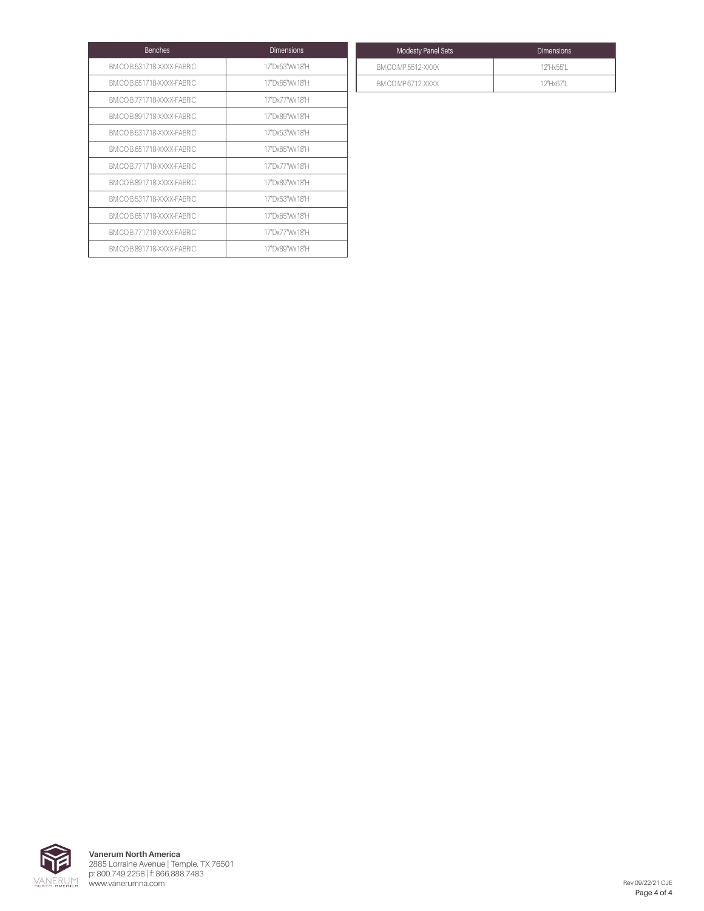| Benches | Dimensions |
| --- | --- |
| BM.CO.B.531718-XXXX-FABRIC | 17"Dx53"Wx18"H |
| BM.CO.B.651718-XXXX-FABRIC | 17"Dx65"Wx18"H |
| BM.CO.B.771718-XXXX-FABRIC | 17"Dx77"Wx18"H |
| BM.CO.B.891718-XXXX-FABRIC | 17"Dx89"Wx18"H |
| BM.CO.B.531718-XXXX-FABRIC | 17"Dx53"Wx18"H |
| BM.CO.B.651718-XXXX-FABRIC | 17"Dx65"Wx18"H |
| BM.CO.B.771718-XXXX-FABRIC | 17"Dx77"Wx18"H |
| BM.CO.B.891718-XXXX-FABRIC | 17"Dx89"Wx18"H |
| BM.CO.B.531718-XXXX-FABRIC | 17"Dx53"Wx18"H |
| BM.CO.B.651718-XXXX-FABRIC | 17"Dx65"Wx18"H |
| BM.CO.B.771718-XXXX-FABRIC | 17"Dx77"Wx18"H |
| BM.CO.B.891718-XXXX-FABRIC | 17"Dx89"Wx18"H |

| Modesty Panel Sets | Dimensions |
| --- | --- |
| BM.CO.MP.5512-XXXX | 12"Hx55"L |
| BM.CO.MP.6712-XXXX | 12"Hx67"L |

**Vanerum North America**
2885 Lorraine Avenue | Temple, TX 76501
p: 800.749.2258 | f: 866.888.7483
www.vanerumna.com

Rev 09/22/21 CJE